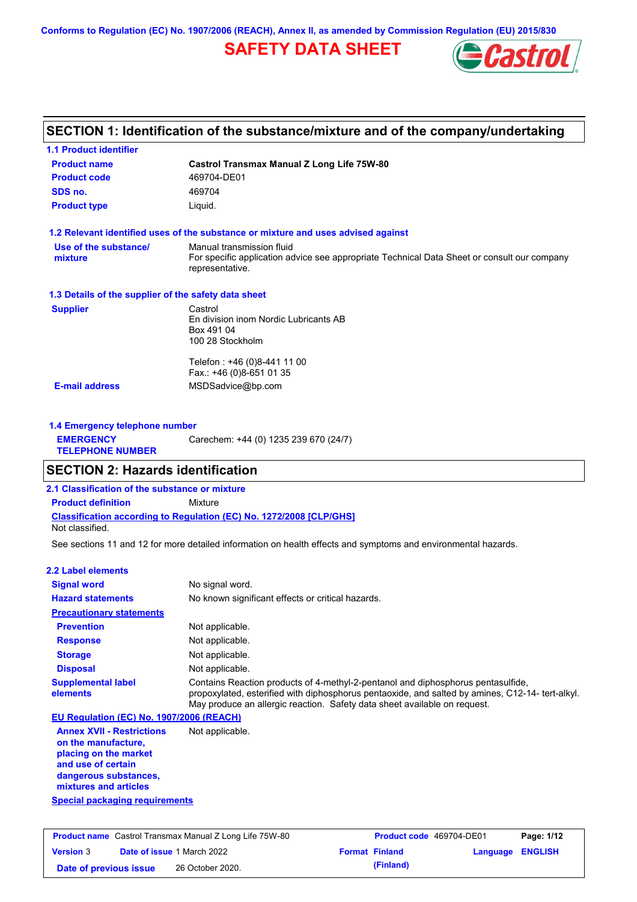Conforms to Regulation (EC) No. 1907/2006 (REACH), Annex II, as amended by Commission Regulation (EU) 2015/830

# SAFETY DATA SHEET

## SECTION 1: Identification of the substance/mixture and of the company/undertaking

### 1.1 Product identifier

| | |
|---|---|
| **Product name** | **Castrol Transmax Manual Z Long Life 75W-80** |
| **Product code** | 469704-DE01 |
| **SDS no.** | 469704 |
| **Product type** | Liquid. |

### 1.2 Relevant identified uses of the substance or mixture and uses advised against

| | |
|---|---|
| **Use of the substance/ mixture** | Manual transmission fluid<br>For specific application advice see appropriate Technical Data Sheet or consult our company representative. |

### 1.3 Details of the supplier of the safety data sheet

| | |
|---|---|
| **Supplier** | Castrol<br>En division inom Nordic Lubricants AB<br>Box 491 04<br>100 28 Stockholm<br><br>Telefon : +46 (0)8-441 11 00<br>Fax.: +46 (0)8-651 01 35 |
| **E-mail address** | MSDSadvice@bp.com |

### 1.4 Emergency telephone number

| | |
|---|---|
| **EMERGENCY TELEPHONE NUMBER** | Carechem: +44 (0) 1235 239 670 (24/7) |

## SECTION 2: Hazards identification

### 2.1 Classification of the substance or mixture

**Product definition** Mixture

**Classification according to Regulation (EC) No. 1272/2008 [CLP/GHS]**

Not classified.

See sections 11 and 12 for more detailed information on health effects and symptoms and environmental hazards.

### 2.2 Label elements

| | |
|---|---|
| **Signal word** | No signal word. |
| **Hazard statements** | No known significant effects or critical hazards. |
| **Precautionary statements** | |
| **Prevention** | Not applicable. |
| **Response** | Not applicable. |
| **Storage** | Not applicable. |
| **Disposal** | Not applicable. |
| **Supplemental label elements** | Contains Reaction products of 4-methyl-2-pentanol and diphosphorus pentasulfide, propoxylated, esterified with diphosphorus pentaoxide, and salted by amines, C12-14- tert-alkyl. May produce an allergic reaction. Safety data sheet available on request. |

**EU Regulation (EC) No. 1907/2006 (REACH)**

| | |
|---|---|
| **Annex XVII - Restrictions on the manufacture, placing on the market and use of certain dangerous substances, mixtures and articles** | Not applicable. |

**Special packaging requirements**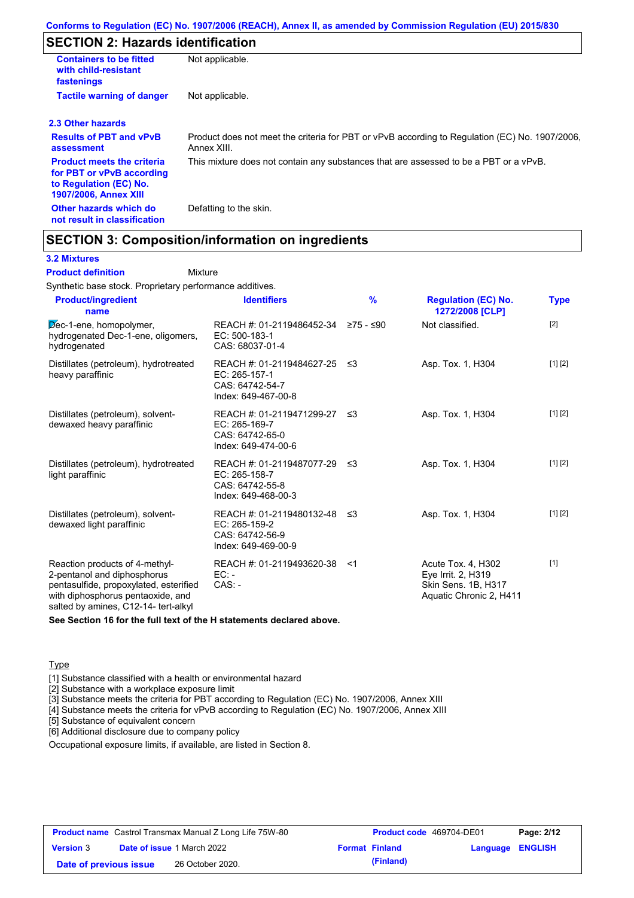## SECTION 2: Hazards identification

| | |
|---|---|
| **Containers to be fitted with child-resistant fastenings** | Not applicable. |
| **Tactile warning of danger** | Not applicable. |

### 2.3 Other hazards

| | |
|---|---|
| **Results of PBT and vPvB assessment** | Product does not meet the criteria for PBT or vPvB according to Regulation (EC) No. 1907/2006, Annex XIII. |
| **Product meets the criteria for PBT or vPvB according to Regulation (EC) No. 1907/2006, Annex XIII** | This mixture does not contain any substances that are assessed to be a PBT or a vPvB. |
| **Other hazards which do not result in classification** | Defatting to the skin. |

## SECTION 3: Composition/information on ingredients

### 3.2 Mixtures

**Product definition** Mixture

Synthetic base stock. Proprietary performance additives.

| Product/ingredient name | Identifiers | % | Regulation (EC) No. 1272/2008 [CLP] | Type |
|---|---|---|---|---|
| Dec-1-ene, homopolymer, hydrogenated Dec-1-ene, oligomers, hydrogenated | REACH #: 01-2119486452-34<br>EC: 500-183-1<br>CAS: 68037-01-4 | ≥75 - ≤90 | Not classified. | [2] |
| Distillates (petroleum), hydrotreated heavy paraffinic | REACH #: 01-2119484627-25<br>EC: 265-157-1<br>CAS: 64742-54-7<br>Index: 649-467-00-8 | ≤3 | Asp. Tox. 1, H304 | [1] [2] |
| Distillates (petroleum), solvent-dewaxed heavy paraffinic | REACH #: 01-2119471299-27<br>EC: 265-169-7<br>CAS: 64742-65-0<br>Index: 649-474-00-6 | ≤3 | Asp. Tox. 1, H304 | [1] [2] |
| Distillates (petroleum), hydrotreated light paraffinic | REACH #: 01-2119487077-29<br>EC: 265-158-7<br>CAS: 64742-55-8<br>Index: 649-468-00-3 | ≤3 | Asp. Tox. 1, H304 | [1] [2] |
| Distillates (petroleum), solvent-dewaxed light paraffinic | REACH #: 01-2119480132-48<br>EC: 265-159-2<br>CAS: 64742-56-9<br>Index: 649-469-00-9 | ≤3 | Asp. Tox. 1, H304 | [1] [2] |
| Reaction products of 4-methyl-2-pentanol and diphosphorus pentasulfide, propoxylated, esterified with diphosphorus pentaoxide, and salted by amines, C12-14- tert-alkyl | REACH #: 01-2119493620-38<br>EC: -<br>CAS: - | <1 | Acute Tox. 4, H302<br>Eye Irrit. 2, H319<br>Skin Sens. 1B, H317<br>Aquatic Chronic 2, H411 | [1] |

**See Section 16 for the full text of the H statements declared above.**

Type

[1] Substance classified with a health or environmental hazard
[2] Substance with a workplace exposure limit
[3] Substance meets the criteria for PBT according to Regulation (EC) No. 1907/2006, Annex XIII
[4] Substance meets the criteria for vPvB according to Regulation (EC) No. 1907/2006, Annex XIII
[5] Substance of equivalent concern
[6] Additional disclosure due to company policy

Occupational exposure limits, if available, are listed in Section 8.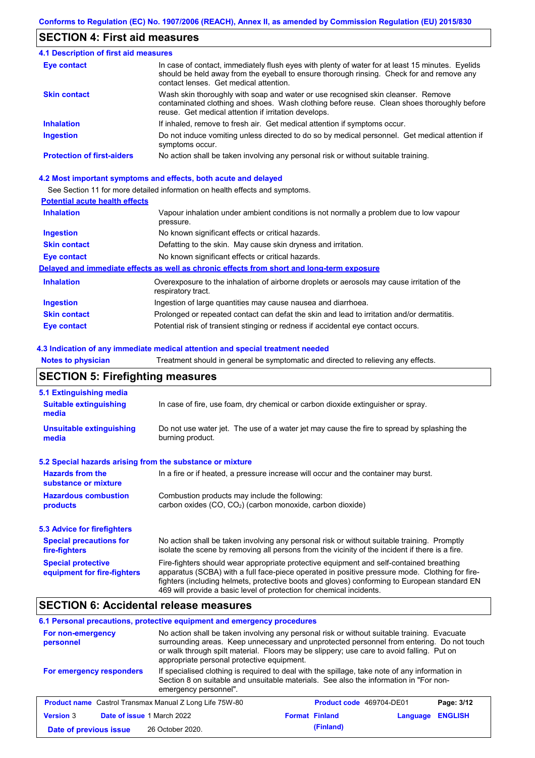## SECTION 4: First aid measures

### 4.1 Description of first aid measures

| | |
|---|---|
| **Eye contact** | In case of contact, immediately flush eyes with plenty of water for at least 15 minutes. Eyelids should be held away from the eyeball to ensure thorough rinsing. Check for and remove any contact lenses. Get medical attention. |
| **Skin contact** | Wash skin thoroughly with soap and water or use recognised skin cleanser. Remove contaminated clothing and shoes. Wash clothing before reuse. Clean shoes thoroughly before reuse. Get medical attention if irritation develops. |
| **Inhalation** | If inhaled, remove to fresh air. Get medical attention if symptoms occur. |
| **Ingestion** | Do not induce vomiting unless directed to do so by medical personnel. Get medical attention if symptoms occur. |
| **Protection of first-aiders** | No action shall be taken involving any personal risk or without suitable training. |

### 4.2 Most important symptoms and effects, both acute and delayed

See Section 11 for more detailed information on health effects and symptoms.

**Potential acute health effects**

| | |
|---|---|
| **Inhalation** | Vapour inhalation under ambient conditions is not normally a problem due to low vapour pressure. |
| **Ingestion** | No known significant effects or critical hazards. |
| **Skin contact** | Defatting to the skin. May cause skin dryness and irritation. |
| **Eye contact** | No known significant effects or critical hazards. |

**Delayed and immediate effects as well as chronic effects from short and long-term exposure**

| | |
|---|---|
| **Inhalation** | Overexposure to the inhalation of airborne droplets or aerosols may cause irritation of the respiratory tract. |
| **Ingestion** | Ingestion of large quantities may cause nausea and diarrhoea. |
| **Skin contact** | Prolonged or repeated contact can defat the skin and lead to irritation and/or dermatitis. |
| **Eye contact** | Potential risk of transient stinging or redness if accidental eye contact occurs. |

### 4.3 Indication of any immediate medical attention and special treatment needed

| | |
|---|---|
| **Notes to physician** | Treatment should in general be symptomatic and directed to relieving any effects. |

## SECTION 5: Firefighting measures

### 5.1 Extinguishing media

| | |
|---|---|
| **Suitable extinguishing media** | In case of fire, use foam, dry chemical or carbon dioxide extinguisher or spray. |
| **Unsuitable extinguishing media** | Do not use water jet. The use of a water jet may cause the fire to spread by splashing the burning product. |

### 5.2 Special hazards arising from the substance or mixture

| | |
|---|---|
| **Hazards from the substance or mixture** | In a fire or if heated, a pressure increase will occur and the container may burst. |
| **Hazardous combustion products** | Combustion products may include the following: carbon oxides (CO, $CO_2$) (carbon monoxide, carbon dioxide) |

### 5.3 Advice for firefighters

| | |
|---|---|
| **Special precautions for fire-fighters** | No action shall be taken involving any personal risk or without suitable training. Promptly isolate the scene by removing all persons from the vicinity of the incident if there is a fire. |
| **Special protective equipment for fire-fighters** | Fire-fighters should wear appropriate protective equipment and self-contained breathing apparatus (SCBA) with a full face-piece operated in positive pressure mode. Clothing for fire-fighters (including helmets, protective boots and gloves) conforming to European standard EN 469 will provide a basic level of protection for chemical incidents. |

## SECTION 6: Accidental release measures

### 6.1 Personal precautions, protective equipment and emergency procedures

| | |
|---|---|
| **For non-emergency personnel** | No action shall be taken involving any personal risk or without suitable training. Evacuate surrounding areas. Keep unnecessary and unprotected personnel from entering. Do not touch or walk through spilt material. Floors may be slippery; use care to avoid falling. Put on appropriate personal protective equipment. |
| **For emergency responders** | If specialised clothing is required to deal with the spillage, take note of any information in Section 8 on suitable and unsuitable materials. See also the information in "For non-emergency personnel". |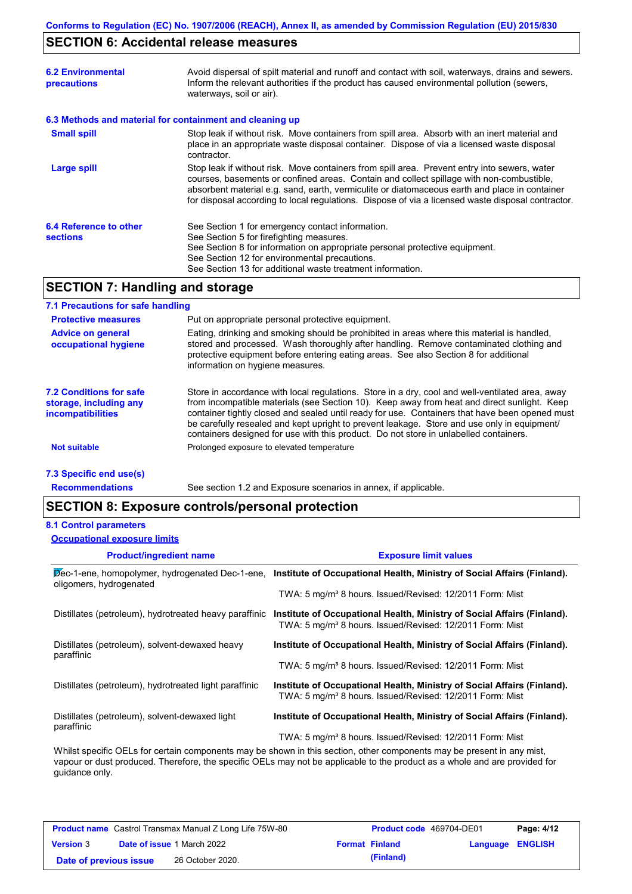## SECTION 6: Accidental release measures

**6.2 Environmental precautions**

Avoid dispersal of spilt material and runoff and contact with soil, waterways, drains and sewers. Inform the relevant authorities if the product has caused environmental pollution (sewers, waterways, soil or air).

**6.3 Methods and material for containment and cleaning up**

**Small spill**

Stop leak if without risk. Move containers from spill area. Absorb with an inert material and place in an appropriate waste disposal container. Dispose of via a licensed waste disposal contractor.

**Large spill**

Stop leak if without risk. Move containers from spill area. Prevent entry into sewers, water courses, basements or confined areas. Contain and collect spillage with non-combustible, absorbent material e.g. sand, earth, vermiculite or diatomaceous earth and place in container for disposal according to local regulations. Dispose of via a licensed waste disposal contractor.

**6.4 Reference to other sections**

See Section 1 for emergency contact information.
See Section 5 for firefighting measures.
See Section 8 for information on appropriate personal protective equipment.
See Section 12 for environmental precautions.
See Section 13 for additional waste treatment information.

## SECTION 7: Handling and storage

**7.1 Precautions for safe handling**

**Protective measures**

Put on appropriate personal protective equipment.

**Advice on general occupational hygiene**

Eating, drinking and smoking should be prohibited in areas where this material is handled, stored and processed. Wash thoroughly after handling. Remove contaminated clothing and protective equipment before entering eating areas. See also Section 8 for additional information on hygiene measures.

**7.2 Conditions for safe storage, including any incompatibilities**

Store in accordance with local regulations. Store in a dry, cool and well-ventilated area, away from incompatible materials (see Section 10). Keep away from heat and direct sunlight. Keep container tightly closed and sealed until ready for use. Containers that have been opened must be carefully resealed and kept upright to prevent leakage. Store and use only in equipment/ containers designed for use with this product. Do not store in unlabelled containers.

**Not suitable**

Prolonged exposure to elevated temperature

**7.3 Specific end use(s)**

**Recommendations**

See section 1.2 and Exposure scenarios in annex, if applicable.

## SECTION 8: Exposure controls/personal protection

**8.1 Control parameters**

**Occupational exposure limits**

| Product/ingredient name | Exposure limit values |
|---|---|
| Dec-1-ene, homopolymer, hydrogenated Dec-1-ene, oligomers, hydrogenated | **Institute of Occupational Health, Ministry of Social Affairs (Finland).** TWA: 5 mg/m³ 8 hours. Issued/Revised: 12/2011 Form: Mist |
| Distillates (petroleum), hydrotreated heavy paraffinic | **Institute of Occupational Health, Ministry of Social Affairs (Finland).** TWA: 5 mg/m³ 8 hours. Issued/Revised: 12/2011 Form: Mist |
| Distillates (petroleum), solvent-dewaxed heavy paraffinic | **Institute of Occupational Health, Ministry of Social Affairs (Finland).** TWA: 5 mg/m³ 8 hours. Issued/Revised: 12/2011 Form: Mist |
| Distillates (petroleum), hydrotreated light paraffinic | **Institute of Occupational Health, Ministry of Social Affairs (Finland).** TWA: 5 mg/m³ 8 hours. Issued/Revised: 12/2011 Form: Mist |
| Distillates (petroleum), solvent-dewaxed light paraffinic | **Institute of Occupational Health, Ministry of Social Affairs (Finland).** TWA: 5 mg/m³ 8 hours. Issued/Revised: 12/2011 Form: Mist |

Whilst specific OELs for certain components may be shown in this section, other components may be present in any mist, vapour or dust produced. Therefore, the specific OELs may not be applicable to the product as a whole and are provided for guidance only.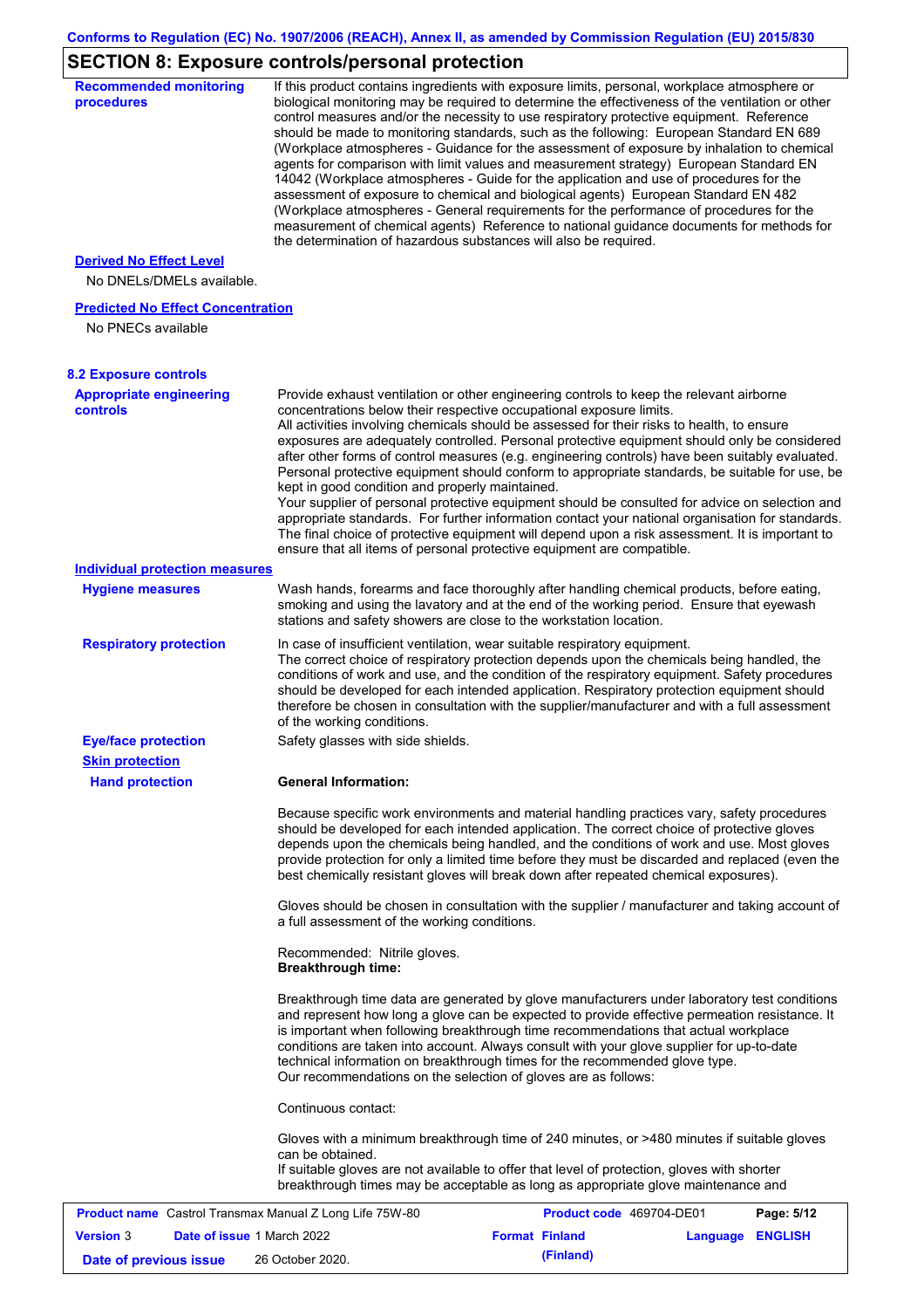## SECTION 8: Exposure controls/personal protection

**Recommended monitoring procedures**

If this product contains ingredients with exposure limits, personal, workplace atmosphere or biological monitoring may be required to determine the effectiveness of the ventilation or other control measures and/or the necessity to use respiratory protective equipment. Reference should be made to monitoring standards, such as the following: European Standard EN 689 (Workplace atmospheres - Guidance for the assessment of exposure by inhalation to chemical agents for comparison with limit values and measurement strategy) European Standard EN 14042 (Workplace atmospheres - Guide for the application and use of procedures for the assessment of exposure to chemical and biological agents) European Standard EN 482 (Workplace atmospheres - General requirements for the performance of procedures for the measurement of chemical agents) Reference to national guidance documents for methods for the determination of hazardous substances will also be required.

**Derived No Effect Level**

No DNELs/DMELs available.

**Predicted No Effect Concentration**

No PNECs available

### 8.2 Exposure controls

**Appropriate engineering controls**

Provide exhaust ventilation or other engineering controls to keep the relevant airborne concentrations below their respective occupational exposure limits.
All activities involving chemicals should be assessed for their risks to health, to ensure exposures are adequately controlled. Personal protective equipment should only be considered after other forms of control measures (e.g. engineering controls) have been suitably evaluated. Personal protective equipment should conform to appropriate standards, be suitable for use, be kept in good condition and properly maintained.
Your supplier of personal protective equipment should be consulted for advice on selection and appropriate standards. For further information contact your national organisation for standards. The final choice of protective equipment will depend upon a risk assessment. It is important to ensure that all items of personal protective equipment are compatible.

**Individual protection measures**

**Hygiene measures**

Wash hands, forearms and face thoroughly after handling chemical products, before eating, smoking and using the lavatory and at the end of the working period. Ensure that eyewash stations and safety showers are close to the workstation location.

**Respiratory protection**

In case of insufficient ventilation, wear suitable respiratory equipment.
The correct choice of respiratory protection depends upon the chemicals being handled, the conditions of work and use, and the condition of the respiratory equipment. Safety procedures should be developed for each intended application. Respiratory protection equipment should therefore be chosen in consultation with the supplier/manufacturer and with a full assessment of the working conditions.

**Eye/face protection**

Safety glasses with side shields.

**Skin protection**

**Hand protection**

**General Information:**

Because specific work environments and material handling practices vary, safety procedures should be developed for each intended application. The correct choice of protective gloves depends upon the chemicals being handled, and the conditions of work and use. Most gloves provide protection for only a limited time before they must be discarded and replaced (even the best chemically resistant gloves will break down after repeated chemical exposures).

Gloves should be chosen in consultation with the supplier / manufacturer and taking account of a full assessment of the working conditions.

Recommended: Nitrile gloves.
**Breakthrough time:**

Breakthrough time data are generated by glove manufacturers under laboratory test conditions and represent how long a glove can be expected to provide effective permeation resistance. It is important when following breakthrough time recommendations that actual workplace conditions are taken into account. Always consult with your glove supplier for up-to-date technical information on breakthrough times for the recommended glove type.
Our recommendations on the selection of gloves are as follows:

Continuous contact:

Gloves with a minimum breakthrough time of 240 minutes, or >480 minutes if suitable gloves can be obtained.
If suitable gloves are not available to offer that level of protection, gloves with shorter breakthrough times may be acceptable as long as appropriate glove maintenance and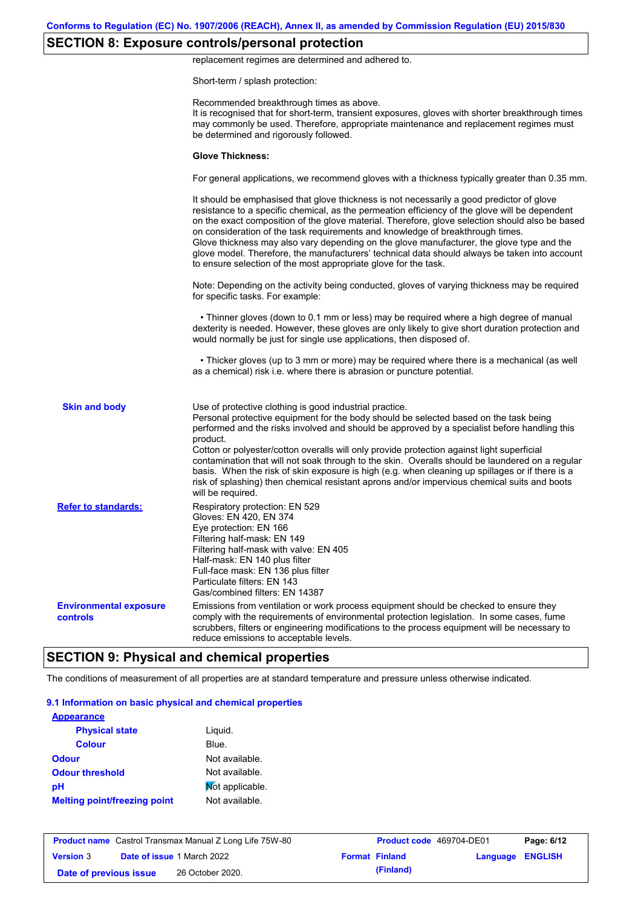## SECTION 8: Exposure controls/personal protection

replacement regimes are determined and adhered to.

Short-term / splash protection:

Recommended breakthrough times as above.
It is recognised that for short-term, transient exposures, gloves with shorter breakthrough times may commonly be used. Therefore, appropriate maintenance and replacement regimes must be determined and rigorously followed.

**Glove Thickness:**

For general applications, we recommend gloves with a thickness typically greater than 0.35 mm.

It should be emphasised that glove thickness is not necessarily a good predictor of glove resistance to a specific chemical, as the permeation efficiency of the glove will be dependent on the exact composition of the glove material. Therefore, glove selection should also be based on consideration of the task requirements and knowledge of breakthrough times.
Glove thickness may also vary depending on the glove manufacturer, the glove type and the glove model. Therefore, the manufacturers' technical data should always be taken into account to ensure selection of the most appropriate glove for the task.

Note: Depending on the activity being conducted, gloves of varying thickness may be required for specific tasks. For example:

• Thinner gloves (down to 0.1 mm or less) may be required where a high degree of manual dexterity is needed. However, these gloves are only likely to give short duration protection and would normally be just for single use applications, then disposed of.

• Thicker gloves (up to 3 mm or more) may be required where there is a mechanical (as well as a chemical) risk i.e. where there is abrasion or puncture potential.

**Skin and body**

Use of protective clothing is good industrial practice.
Personal protective equipment for the body should be selected based on the task being performed and the risks involved and should be approved by a specialist before handling this product.
Cotton or polyester/cotton overalls will only provide protection against light superficial contamination that will not soak through to the skin. Overalls should be laundered on a regular basis. When the risk of skin exposure is high (e.g. when cleaning up spillages or if there is a risk of splashing) then chemical resistant aprons and/or impervious chemical suits and boots will be required.

**Refer to standards:**

Respiratory protection: EN 529
Gloves: EN 420, EN 374
Eye protection: EN 166
Filtering half-mask: EN 149
Filtering half-mask with valve: EN 405
Half-mask: EN 140 plus filter
Full-face mask: EN 136 plus filter
Particulate filters: EN 143
Gas/combined filters: EN 14387

**Environmental exposure controls**

Emissions from ventilation or work process equipment should be checked to ensure they comply with the requirements of environmental protection legislation. In some cases, fume scrubbers, filters or engineering modifications to the process equipment will be necessary to reduce emissions to acceptable levels.

## SECTION 9: Physical and chemical properties

The conditions of measurement of all properties are at standard temperature and pressure unless otherwise indicated.

### 9.1 Information on basic physical and chemical properties

**Appearance**

| | |
|---|---|
| Physical state | Liquid. |
| Colour | Blue. |
| Odour | Not available. |
| Odour threshold | Not available. |
| pH | Not applicable. |
| Melting point/freezing point | Not available. |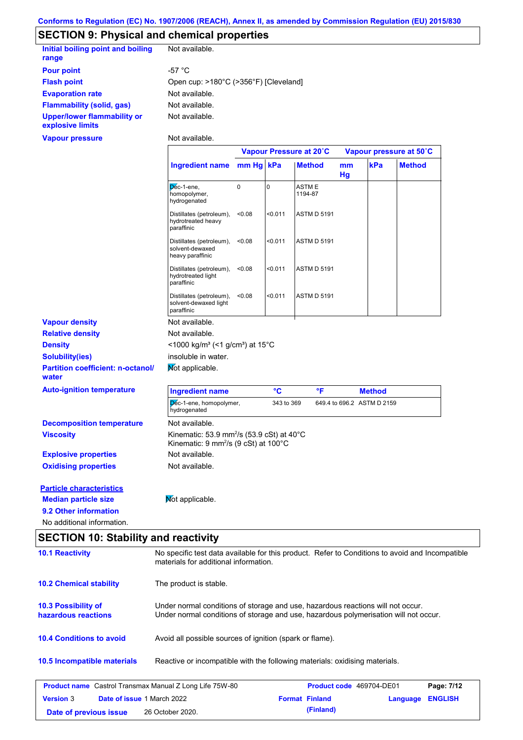Conforms to Regulation (EC) No. 1907/2006 (REACH), Annex II, as amended by Commission Regulation (EU) 2015/830

## SECTION 9: Physical and chemical properties

**Initial boiling point and boiling range**: Not available.

**Pour point**: -57 °C

**Flash point**: Open cup: >180°C (>356°F) [Cleveland]

**Evaporation rate**: Not available.

**Flammability (solid, gas)**: Not available.

**Upper/lower flammability or explosive limits**: Not available.

**Vapour pressure**: Not available.

| | Vapour Pressure at 20˚C | | | Vapour pressure at 50˚C | | |
|---|---|---|---|---|---|---|
| **Ingredient name** | **mm Hg** | **kPa** | **Method** | **mm Hg** | **kPa** | **Method** |
| Dec-1-ene, homopolymer, hydrogenated | 0 | 0 | ASTM E 1194-87 | | | |
| Distillates (petroleum), hydrotreated heavy paraffinic | <0.08 | <0.011 | ASTM D 5191 | | | |
| Distillates (petroleum), solvent-dewaxed heavy paraffinic | <0.08 | <0.011 | ASTM D 5191 | | | |
| Distillates (petroleum), hydrotreated light paraffinic | <0.08 | <0.011 | ASTM D 5191 | | | |
| Distillates (petroleum), solvent-dewaxed light paraffinic | <0.08 | <0.011 | ASTM D 5191 | | | |

**Vapour density**: Not available.

**Relative density**: Not available.

**Density**: <1000 kg/m³ (<1 g/cm³) at 15°C

**Solubility(ies)**: insoluble in water.

**Partition coefficient: n-octanol/water**: Not applicable.

**Auto-ignition temperature**:

| Ingredient name | °C | °F | Method |
|---|---|---|---|
| Dec-1-ene, homopolymer, hydrogenated | 343 to 369 | 649.4 to 696.2 | ASTM D 2159 |

**Decomposition temperature**: Not available.

**Viscosity**: Kinematic: 53.9 mm²/s (53.9 cSt) at 40°C
Kinematic: 9 mm²/s (9 cSt) at 100°C

**Explosive properties**: Not available.

**Oxidising properties**: Not available.

**Particle characteristics**

**Median particle size**: Not applicable.

**9.2 Other information**

No additional information.

## SECTION 10: Stability and reactivity

**10.1 Reactivity**: No specific test data available for this product. Refer to Conditions to avoid and Incompatible materials for additional information.

**10.2 Chemical stability**: The product is stable.

**10.3 Possibility of hazardous reactions**: Under normal conditions of storage and use, hazardous reactions will not occur.
Under normal conditions of storage and use, hazardous polymerisation will not occur.

**10.4 Conditions to avoid**: Avoid all possible sources of ignition (spark or flame).

**10.5 Incompatible materials**: Reactive or incompatible with the following materials: oxidising materials.

| **Product name** Castrol Transmax Manual Z Long Life 75W-80 | | **Product code** 469704-DE01 | |
|---|---|---|---|
| **Version** 3 | **Date of issue** 1 March 2022 | **Format** Finland (Finland) | **Language** ENGLISH |
| **Date of previous issue** | 26 October 2020. | | |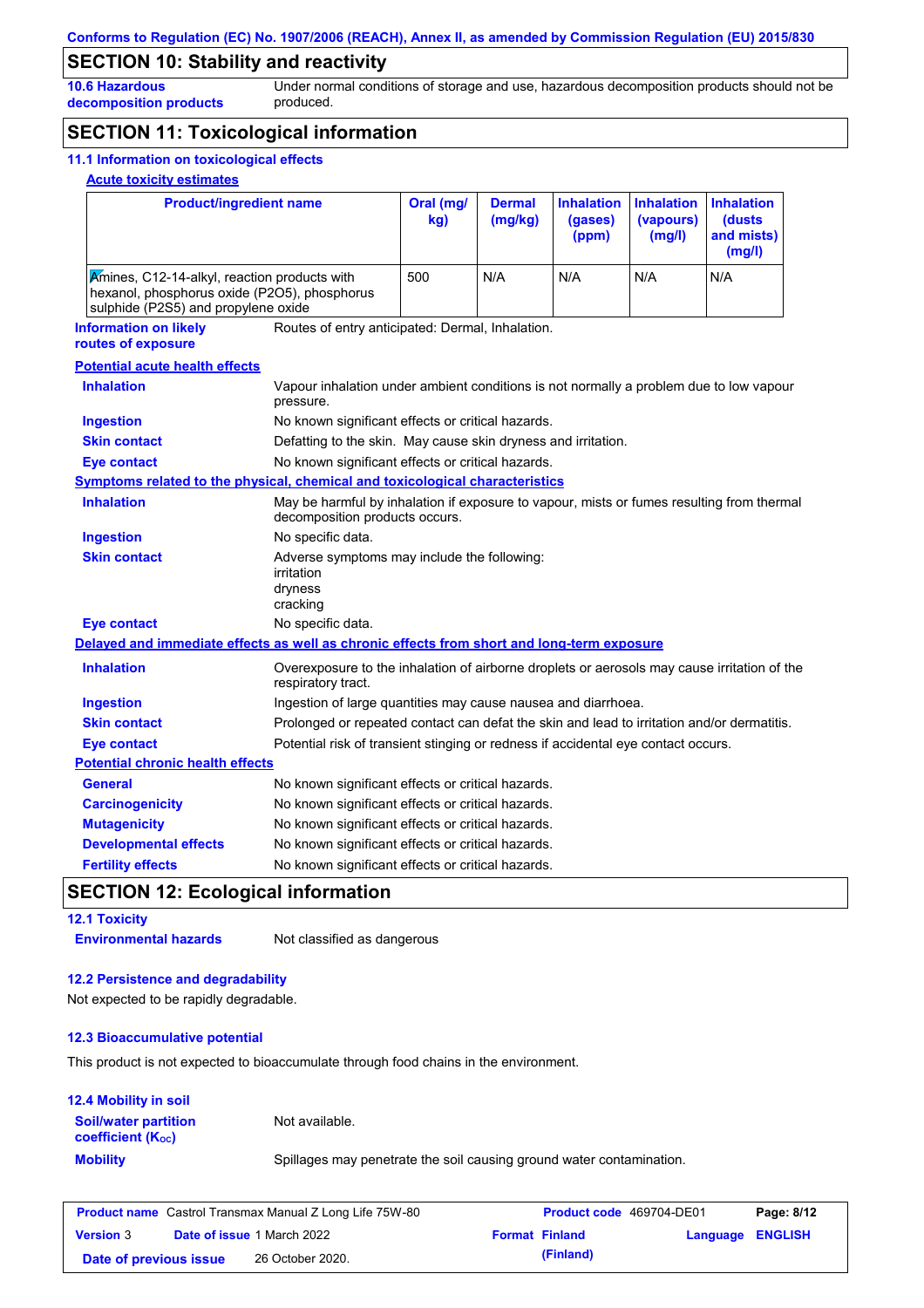Conforms to Regulation (EC) No. 1907/2006 (REACH), Annex II, as amended by Commission Regulation (EU) 2015/830

## SECTION 10: Stability and reactivity

**10.6 Hazardous decomposition products** Under normal conditions of storage and use, hazardous decomposition products should not be produced.

## SECTION 11: Toxicological information

### 11.1 Information on toxicological effects

**Acute toxicity estimates**

| Product/ingredient name | Oral (mg/kg) | Dermal (mg/kg) | Inhalation (gases) (ppm) | Inhalation (vapours) (mg/l) | Inhalation (dusts and mists) (mg/l) |
|---|---|---|---|---|---|
| Amines, C12-14-alkyl, reaction products with hexanol, phosphorus oxide (P2O5), phosphorus sulphide (P2S5) and propylene oxide | 500 | N/A | N/A | N/A | N/A |

**Information on likely routes of exposure** Routes of entry anticipated: Dermal, Inhalation.

**Potential acute health effects**

**Inhalation** Vapour inhalation under ambient conditions is not normally a problem due to low vapour pressure.

**Ingestion** No known significant effects or critical hazards.

**Skin contact** Defatting to the skin. May cause skin dryness and irritation.

**Eye contact** No known significant effects or critical hazards.

**Symptoms related to the physical, chemical and toxicological characteristics**

**Inhalation** May be harmful by inhalation if exposure to vapour, mists or fumes resulting from thermal decomposition products occurs.

**Ingestion** No specific data.

**Skin contact** Adverse symptoms may include the following:
irritation
dryness
cracking

**Eye contact** No specific data.

**Delayed and immediate effects as well as chronic effects from short and long-term exposure**

**Inhalation** Overexposure to the inhalation of airborne droplets or aerosols may cause irritation of the respiratory tract.

**Ingestion** Ingestion of large quantities may cause nausea and diarrhoea.

**Skin contact** Prolonged or repeated contact can defat the skin and lead to irritation and/or dermatitis.

**Eye contact** Potential risk of transient stinging or redness if accidental eye contact occurs.

**Potential chronic health effects**

**General** No known significant effects or critical hazards.

**Carcinogenicity** No known significant effects or critical hazards.

**Mutagenicity** No known significant effects or critical hazards.

**Developmental effects** No known significant effects or critical hazards.

**Fertility effects** No known significant effects or critical hazards.

## SECTION 12: Ecological information

### 12.1 Toxicity

**Environmental hazards** Not classified as dangerous

### 12.2 Persistence and degradability

Not expected to be rapidly degradable.

### 12.3 Bioaccumulative potential

This product is not expected to bioaccumulate through food chains in the environment.

### 12.4 Mobility in soil

**Soil/water partition coefficient ($K_{OC}$)** Not available.

**Mobility** Spillages may penetrate the soil causing ground water contamination.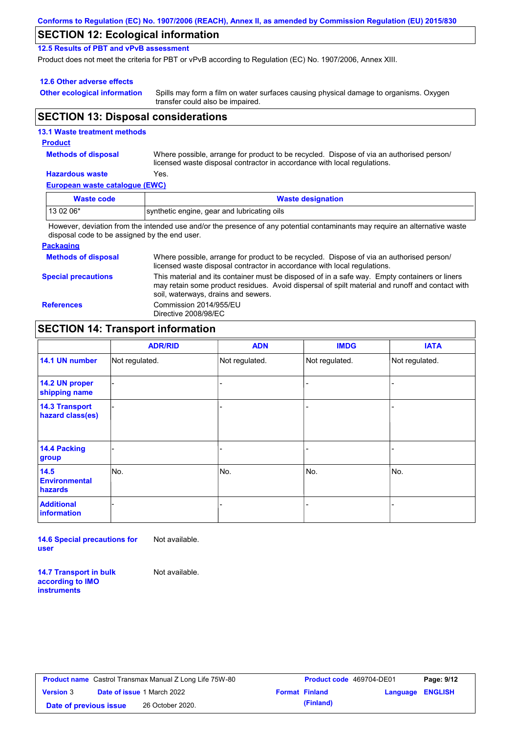## SECTION 12: Ecological information

### 12.5 Results of PBT and vPvB assessment

Product does not meet the criteria for PBT or vPvB according to Regulation (EC) No. 1907/2006, Annex XIII.

### 12.6 Other adverse effects

**Other ecological information** Spills may form a film on water surfaces causing physical damage to organisms. Oxygen transfer could also be impaired.

## SECTION 13: Disposal considerations

### 13.1 Waste treatment methods

**Product**

**Methods of disposal** Where possible, arrange for product to be recycled. Dispose of via an authorised person/ licensed waste disposal contractor in accordance with local regulations.

**Hazardous waste** Yes.

**European waste catalogue (EWC)**

| Waste code | Waste designation |
|---|---|
| 13 02 06* | synthetic engine, gear and lubricating oils |

However, deviation from the intended use and/or the presence of any potential contaminants may require an alternative waste disposal code to be assigned by the end user.

**Packaging**

**Methods of disposal** Where possible, arrange for product to be recycled. Dispose of via an authorised person/ licensed waste disposal contractor in accordance with local regulations.

**Special precautions** This material and its container must be disposed of in a safe way. Empty containers or liners may retain some product residues. Avoid dispersal of spilt material and runoff and contact with soil, waterways, drains and sewers.

**References** Commission 2014/955/EU
Directive 2008/98/EC

## SECTION 14: Transport information

| | ADR/RID | ADN | IMDG | IATA |
|---|---|---|---|---|
| 14.1 UN number | Not regulated. | Not regulated. | Not regulated. | Not regulated. |
| 14.2 UN proper shipping name | - | - | - | - |
| 14.3 Transport hazard class(es) | - | - | - | - |
| 14.4 Packing group | - | - | - | - |
| 14.5 Environmental hazards | No. | No. | No. | No. |
| Additional information | - | - | - | - |

**14.6 Special precautions for user** Not available.

**14.7 Transport in bulk according to IMO instruments** Not available.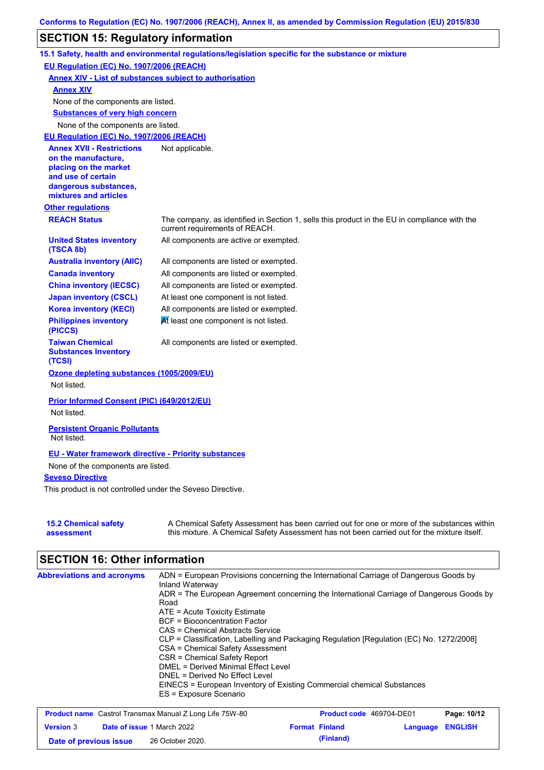Conforms to Regulation (EC) No. 1907/2006 (REACH), Annex II, as amended by Commission Regulation (EU) 2015/830

## SECTION 15: Regulatory information

### 15.1 Safety, health and environmental regulations/legislation specific for the substance or mixture

**EU Regulation (EC) No. 1907/2006 (REACH)**

**Annex XIV - List of substances subject to authorisation**

**Annex XIV**

None of the components are listed.

**Substances of very high concern**

None of the components are listed.

**EU Regulation (EC) No. 1907/2006 (REACH)**

| | |
|---|---|
| **Annex XVII - Restrictions on the manufacture, placing on the market and use of certain dangerous substances, mixtures and articles** | Not applicable. |

**Other regulations**

| | |
|---|---|
| **REACH Status** | The company, as identified in Section 1, sells this product in the EU in compliance with the current requirements of REACH. |
| **United States inventory (TSCA 8b)** | All components are active or exempted. |
| **Australia inventory (AIIC)** | All components are listed or exempted. |
| **Canada inventory** | All components are listed or exempted. |
| **China inventory (IECSC)** | All components are listed or exempted. |
| **Japan inventory (CSCL)** | At least one component is not listed. |
| **Korea inventory (KECI)** | All components are listed or exempted. |
| **Philippines inventory (PICCS)** | At least one component is not listed. |
| **Taiwan Chemical Substances Inventory (TCSI)** | All components are listed or exempted. |

**Ozone depleting substances (1005/2009/EU)**

Not listed.

**Prior Informed Consent (PIC) (649/2012/EU)**

Not listed.

**Persistent Organic Pollutants**

Not listed.

**EU - Water framework directive - Priority substances**

None of the components are listed.

**Seveso Directive**

This product is not controlled under the Seveso Directive.

| | |
|---|---|
| **15.2 Chemical safety assessment** | A Chemical Safety Assessment has been carried out for one or more of the substances within this mixture. A Chemical Safety Assessment has not been carried out for the mixture itself. |

## SECTION 16: Other information

**Abbreviations and acronyms**

ADN = European Provisions concerning the International Carriage of Dangerous Goods by Inland Waterway
ADR = The European Agreement concerning the International Carriage of Dangerous Goods by Road
ATE = Acute Toxicity Estimate
BCF = Bioconcentration Factor
CAS = Chemical Abstracts Service
CLP = Classification, Labelling and Packaging Regulation [Regulation (EC) No. 1272/2008]
CSA = Chemical Safety Assessment
CSR = Chemical Safety Report
DMEL = Derived Minimal Effect Level
DNEL = Derived No Effect Level
EINECS = European Inventory of Existing Commercial chemical Substances
ES = Exposure Scenario

| | | | |
|---|---|---|---|
| **Product name** Castrol Transmax Manual Z Long Life 75W-80 | | **Product code** 469704-DE01 | |
| **Version** 3 | **Date of issue** 1 March 2022 | **Format** Finland (Finland) | **Language** ENGLISH |
| **Date of previous issue** | 26 October 2020. | | |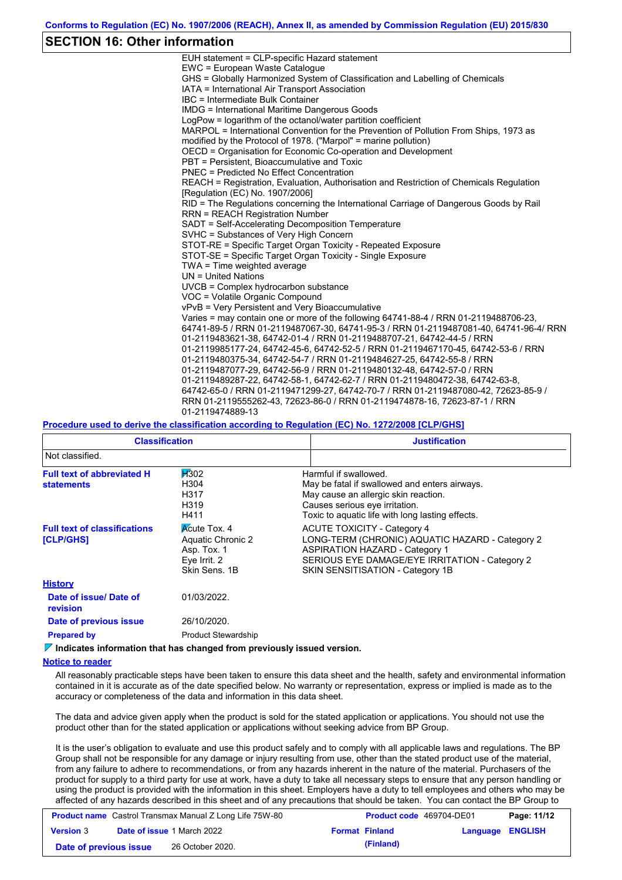## SECTION 16: Other information

EUH statement = CLP-specific Hazard statement
EWC = European Waste Catalogue
GHS = Globally Harmonized System of Classification and Labelling of Chemicals
IATA = International Air Transport Association
IBC = Intermediate Bulk Container
IMDG = International Maritime Dangerous Goods
LogPow = logarithm of the octanol/water partition coefficient
MARPOL = International Convention for the Prevention of Pollution From Ships, 1973 as modified by the Protocol of 1978. ("Marpol" = marine pollution)
OECD = Organisation for Economic Co-operation and Development
PBT = Persistent, Bioaccumulative and Toxic
PNEC = Predicted No Effect Concentration
REACH = Registration, Evaluation, Authorisation and Restriction of Chemicals Regulation [Regulation (EC) No. 1907/2006]
RID = The Regulations concerning the International Carriage of Dangerous Goods by Rail
RRN = REACH Registration Number
SADT = Self-Accelerating Decomposition Temperature
SVHC = Substances of Very High Concern
STOT-RE = Specific Target Organ Toxicity - Repeated Exposure
STOT-SE = Specific Target Organ Toxicity - Single Exposure
TWA = Time weighted average
UN = United Nations
UVCB = Complex hydrocarbon substance
VOC = Volatile Organic Compound
vPvB = Very Persistent and Very Bioaccumulative
Varies = may contain one or more of the following 64741-88-4 / RRN 01-2119488706-23, 64741-89-5 / RRN 01-2119487067-30, 64741-95-3 / RRN 01-2119487081-40, 64741-96-4/ RRN 01-2119483621-38, 64742-01-4 / RRN 01-2119488707-21, 64742-44-5 / RRN 01-2119985177-24, 64742-45-6, 64742-52-5 / RRN 01-2119467170-45, 64742-53-6 / RRN 01-2119480375-34, 64742-54-7 / RRN 01-2119484627-25, 64742-55-8 / RRN 01-2119487077-29, 64742-56-9 / RRN 01-2119480132-48, 64742-57-0 / RRN 01-2119489287-22, 64742-58-1, 64742-62-7 / RRN 01-2119480472-38, 64742-63-8, 64742-65-0 / RRN 01-2119471299-27, 64742-70-7 / RRN 01-2119487080-42, 72623-85-9 / RRN 01-2119555262-43, 72623-86-0 / RRN 01-2119474878-16, 72623-87-1 / RRN 01-2119474889-13

**Procedure used to derive the classification according to Regulation (EC) No. 1272/2008 [CLP/GHS]**

| Classification | Justification |
|---|---|
| Not classified. | |

**Full text of abbreviated H statements**

| | |
|---|---|
| H302 | Harmful if swallowed. |
| H304 | May be fatal if swallowed and enters airways. |
| H317 | May cause an allergic skin reaction. |
| H319 | Causes serious eye irritation. |
| H411 | Toxic to aquatic life with long lasting effects. |

**Full text of classifications [CLP/GHS]**

| | |
|---|---|
| Acute Tox. 4 | ACUTE TOXICITY - Category 4 |
| Aquatic Chronic 2 | LONG-TERM (CHRONIC) AQUATIC HAZARD - Category 2 |
| Asp. Tox. 1 | ASPIRATION HAZARD - Category 1 |
| Eye Irrit. 2 | SERIOUS EYE DAMAGE/EYE IRRITATION - Category 2 |
| Skin Sens. 1B | SKIN SENSITISATION - Category 1B |

**History**

**Date of issue/ Date of revision**: 01/03/2022.
**Date of previous issue**: 26/10/2020.
**Prepared by**: Product Stewardship

**Indicates information that has changed from previously issued version.**

**Notice to reader**

All reasonably practicable steps have been taken to ensure this data sheet and the health, safety and environmental information contained in it is accurate as of the date specified below. No warranty or representation, express or implied is made as to the accuracy or completeness of the data and information in this data sheet.

The data and advice given apply when the product is sold for the stated application or applications. You should not use the product other than for the stated application or applications without seeking advice from BP Group.

It is the user's obligation to evaluate and use this product safely and to comply with all applicable laws and regulations. The BP Group shall not be responsible for any damage or injury resulting from use, other than the stated product use of the material, from any failure to adhere to recommendations, or from any hazards inherent in the nature of the material. Purchasers of the product for supply to a third party for use at work, have a duty to take all necessary steps to ensure that any person handling or using the product is provided with the information in this sheet. Employers have a duty to tell employees and others who may be affected of any hazards described in this sheet and of any precautions that should be taken. You can contact the BP Group to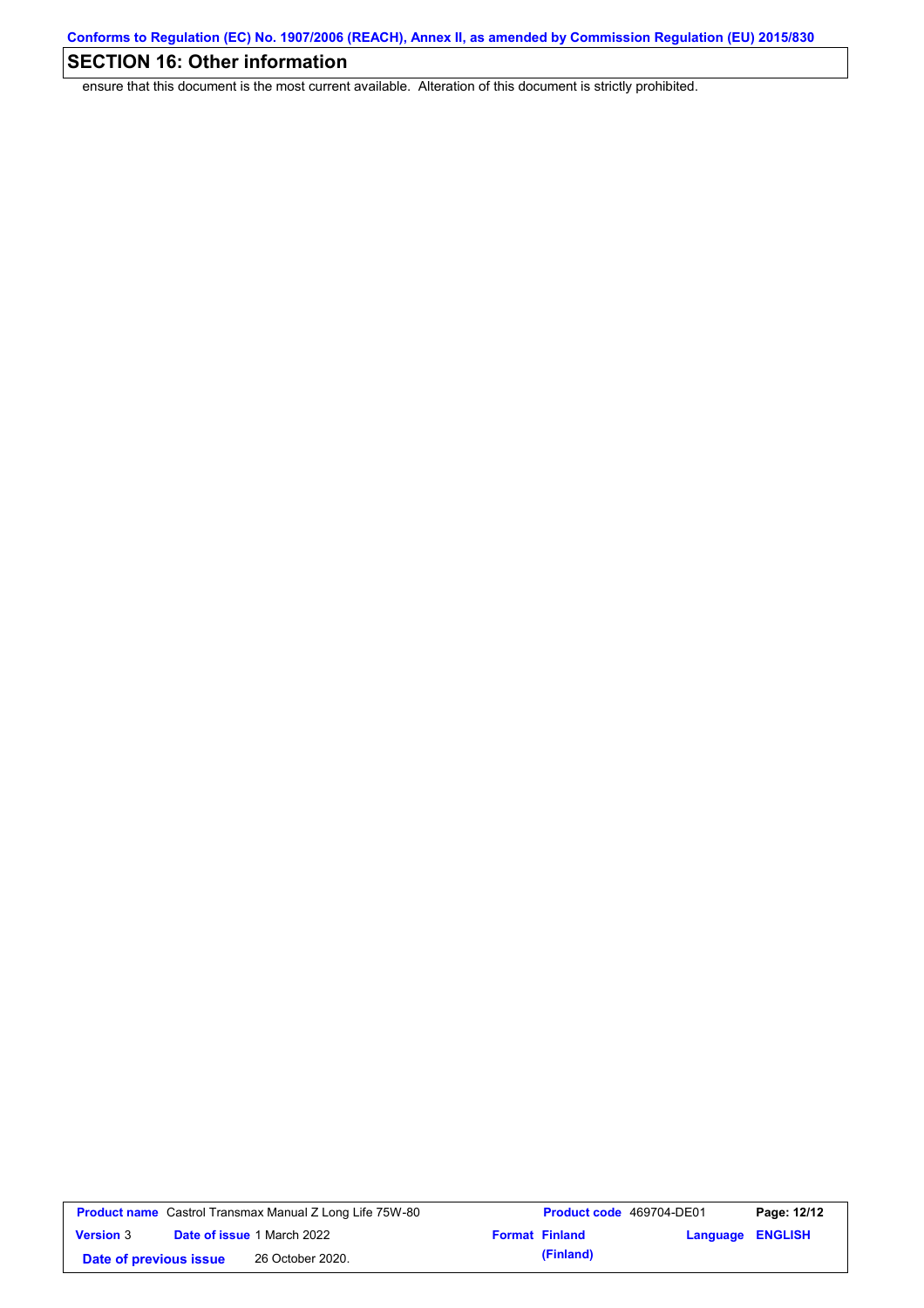## SECTION 16: Other information

ensure that this document is the most current available. Alteration of this document is strictly prohibited.